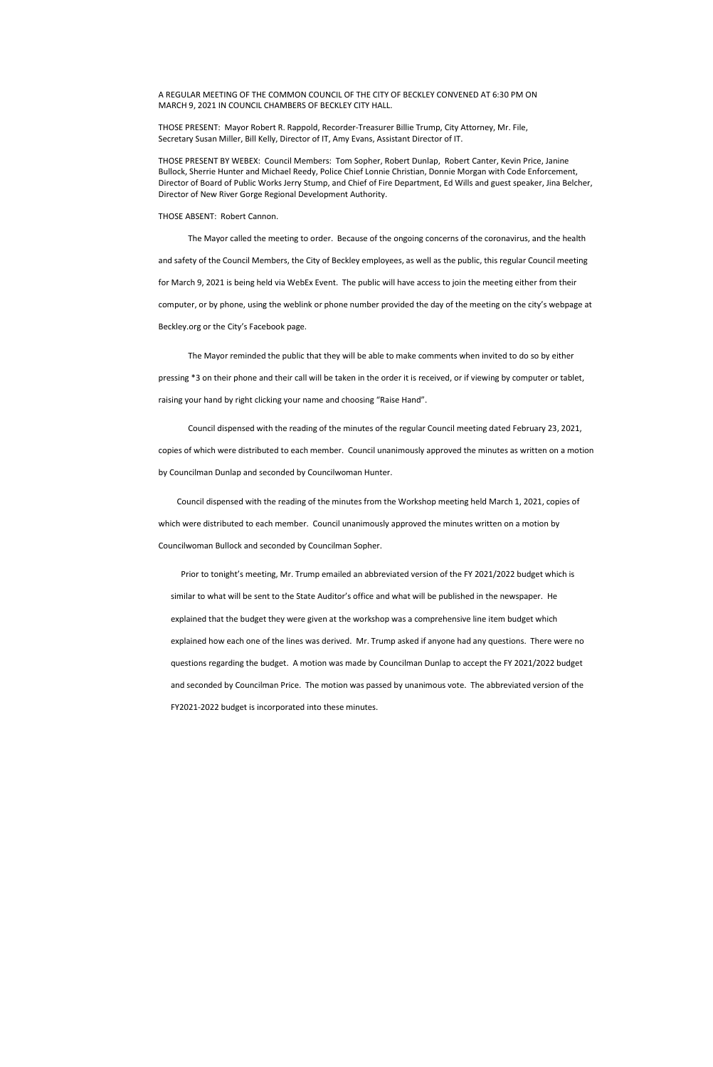A REGULAR MEETING OF THE COMMON COUNCIL OF THE CITY OF BECKLEY CONVENED AT 6:30 PM ON MARCH 9, 2021 IN COUNCIL CHAMBERS OF BECKLEY CITY HALL.

THOSE PRESENT: Mayor Robert R. Rappold, Recorder-Treasurer Billie Trump, City Attorney, Mr. File, Secretary Susan Miller, Bill Kelly, Director of IT, Amy Evans, Assistant Director of IT.

THOSE PRESENT BY WEBEX: Council Members: Tom Sopher, Robert Dunlap, Robert Canter, Kevin Price, Janine Bullock, Sherrie Hunter and Michael Reedy, Police Chief Lonnie Christian, Donnie Morgan with Code Enforcement, Director of Board of Public Works Jerry Stump, and Chief of Fire Department, Ed Wills and guest speaker, Jina Belcher, Director of New River Gorge Regional Development Authority.

THOSE ABSENT: Robert Cannon.

The Mayor called the meeting to order. Because of the ongoing concerns of the coronavirus, and the health and safety of the Council Members, the City of Beckley employees, as well as the public, this regular Council meeting for March 9, 2021 is being held via WebEx Event. The public will have access to join the meeting either from their computer, or by phone, using the weblink or phone number provided the day of the meeting on the city's webpage at Beckley.org or the City's Facebook page.

The Mayor reminded the public that they will be able to make comments when invited to do so by either pressing *3 on their phone and their call will be taken in the order it is received, or if viewing by computer or tablet, raising your hand by right clicking your name and choosing "Raise Hand".

Council dispensed with the reading of the minutes of the regular Council meeting dated February 23, 2021, copies of which were distributed to each member. Council unanimously approved the minutes as written on a motion by Councilman Dunlap and seconded by Councilwoman Hunter.

Council dispensed with the reading of the minutes from the Workshop meeting held March 1, 2021, copies of which were distributed to each member. Council unanimously approved the minutes written on a motion by Councilwoman Bullock and seconded by Councilman Sopher.

Prior to tonight's meeting, Mr. Trump emailed an abbreviated version of the FY 2021/2022 budget which is similar to what will be sent to the State Auditor's office and what will be published in the newspaper. He explained that the budget they were given at the workshop was a comprehensive line item budget which explained how each one of the lines was derived. Mr. Trump asked if anyone had any questions. There were no questions regarding the budget. A motion was made by Councilman Dunlap to accept the FY 2021/2022 budget and seconded by Councilman Price. The motion was passed by unanimous vote. The abbreviated version of the FY2021-2022 budget is incorporated into these minutes.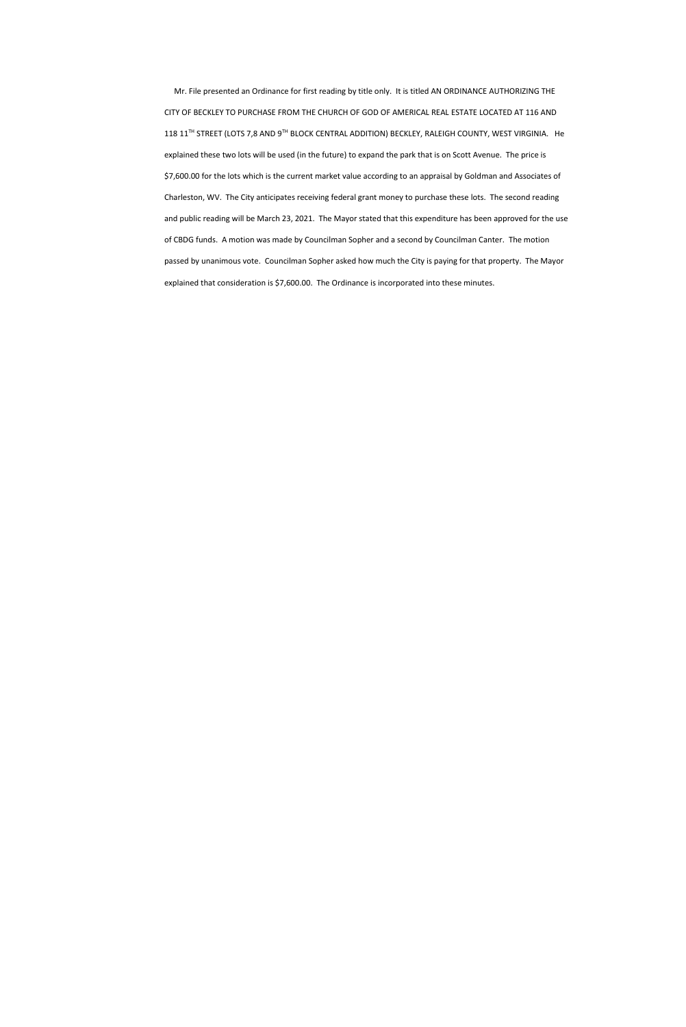Mr. File presented an Ordinance for first reading by title only. It is titled AN ORDINANCE AUTHORIZING THE CITY OF BECKLEY TO PURCHASE FROM THE CHURCH OF GOD OF AMERICAL REAL ESTATE LOCATED AT 116 AND 118 11TH STREET (LOTS 7,8 AND 9TH BLOCK CENTRAL ADDITION) BECKLEY, RALEIGH COUNTY, WEST VIRGINIA. He explained these two lots will be used (in the future) to expand the park that is on Scott Avenue. The price is $7,600.00 for the lots which is the current market value according to an appraisal by Goldman and Associates of Charleston, WV. The City anticipates receiving federal grant money to purchase these lots. The second reading and public reading will be March 23, 2021. The Mayor stated that this expenditure has been approved for the use of CBDG funds. A motion was made by Councilman Sopher and a second by Councilman Canter. The motion passed by unanimous vote. Councilman Sopher asked how much the City is paying for that property. The Mayor explained that consideration is $7,600.00. The Ordinance is incorporated into these minutes.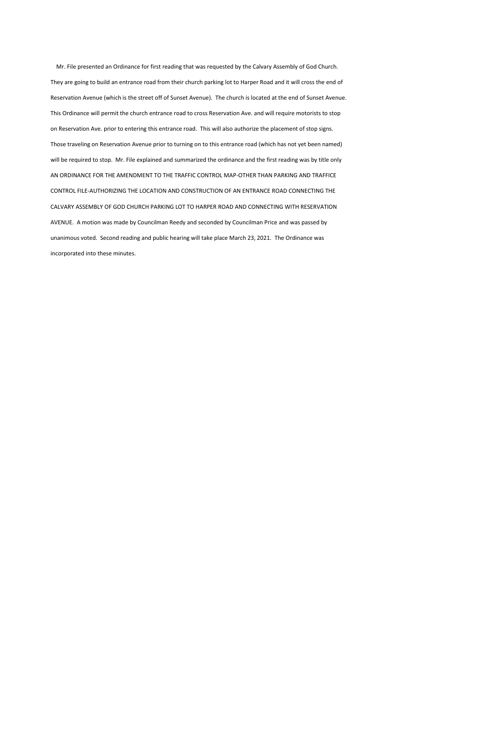Mr. File presented an Ordinance for first reading that was requested by the Calvary Assembly of God Church. They are going to build an entrance road from their church parking lot to Harper Road and it will cross the end of Reservation Avenue (which is the street off of Sunset Avenue). The church is located at the end of Sunset Avenue. This Ordinance will permit the church entrance road to cross Reservation Ave. and will require motorists to stop on Reservation Ave. prior to entering this entrance road. This will also authorize the placement of stop signs. Those traveling on Reservation Avenue prior to turning on to this entrance road (which has not yet been named) will be required to stop. Mr. File explained and summarized the ordinance and the first reading was by title only AN ORDINANCE FOR THE AMENDMENT TO THE TRAFFIC CONTROL MAP-OTHER THAN PARKING AND TRAFFICE CONTROL FILE-AUTHORIZING THE LOCATION AND CONSTRUCTION OF AN ENTRANCE ROAD CONNECTING THE CALVARY ASSEMBLY OF GOD CHURCH PARKING LOT TO HARPER ROAD AND CONNECTING WITH RESERVATION AVENUE. A motion was made by Councilman Reedy and seconded by Councilman Price and was passed by unanimous voted. Second reading and public hearing will take place March 23, 2021. The Ordinance was incorporated into these minutes.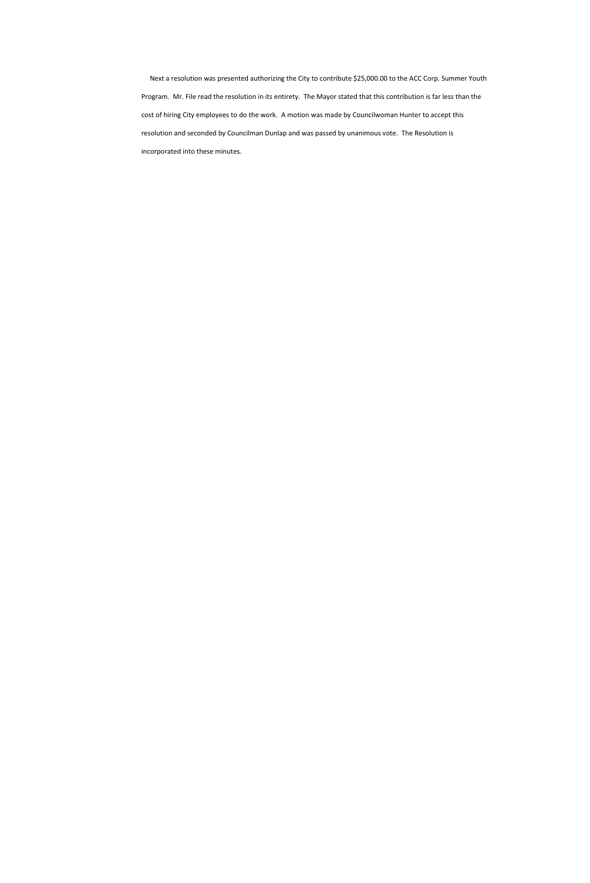Next a resolution was presented authorizing the City to contribute $25,000.00 to the ACC Corp. Summer Youth Program. Mr. File read the resolution in its entirety. The Mayor stated that this contribution is far less than the cost of hiring City employees to do the work. A motion was made by Councilwoman Hunter to accept this resolution and seconded by Councilman Dunlap and was passed by unanimous vote. The Resolution is incorporated into these minutes.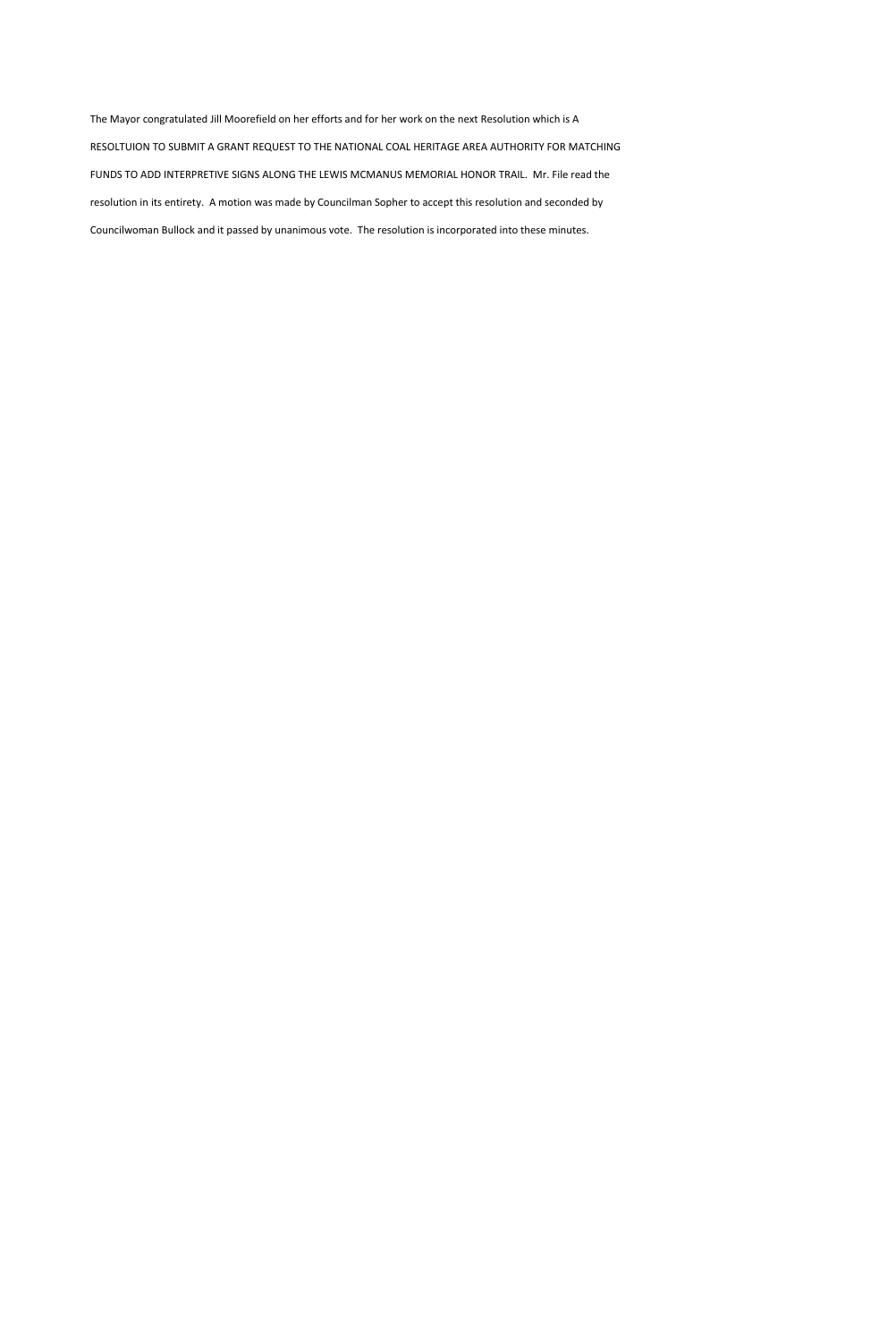The Mayor congratulated Jill Moorefield on her efforts and for her work on the next Resolution which is A RESOLTUION TO SUBMIT A GRANT REQUEST TO THE NATIONAL COAL HERITAGE AREA AUTHORITY FOR MATCHING FUNDS TO ADD INTERPRETIVE SIGNS ALONG THE LEWIS MCMANUS MEMORIAL HONOR TRAIL. Mr. File read the resolution in its entirety. A motion was made by Councilman Sopher to accept this resolution and seconded by Councilwoman Bullock and it passed by unanimous vote. The resolution is incorporated into these minutes.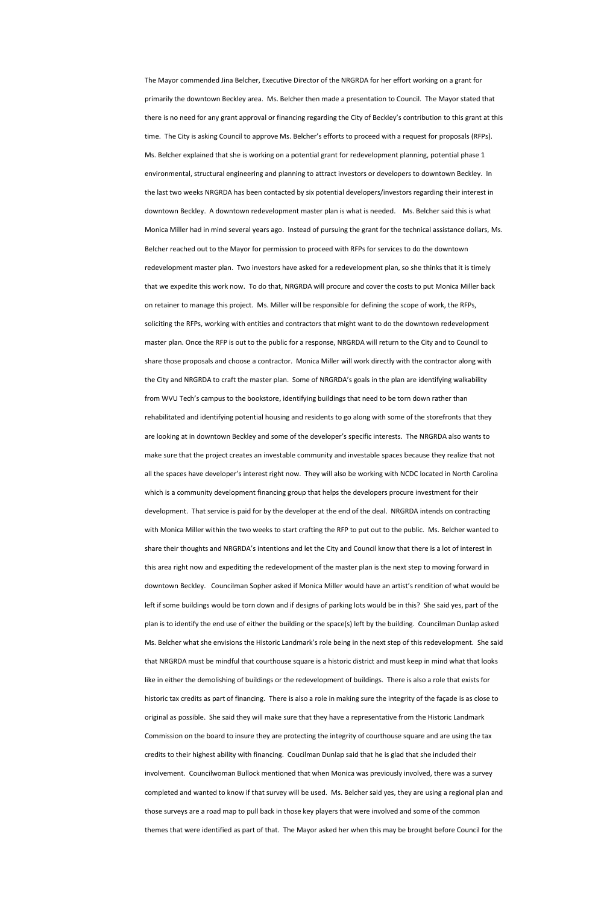The Mayor commended Jina Belcher, Executive Director of the NRGRDA for her effort working on a grant for primarily the downtown Beckley area. Ms. Belcher then made a presentation to Council. The Mayor stated that there is no need for any grant approval or financing regarding the City of Beckley's contribution to this grant at this time. The City is asking Council to approve Ms. Belcher's efforts to proceed with a request for proposals (RFPs). Ms. Belcher explained that she is working on a potential grant for redevelopment planning, potential phase 1 environmental, structural engineering and planning to attract investors or developers to downtown Beckley. In the last two weeks NRGRDA has been contacted by six potential developers/investors regarding their interest in downtown Beckley. A downtown redevelopment master plan is what is needed. Ms. Belcher said this is what Monica Miller had in mind several years ago. Instead of pursuing the grant for the technical assistance dollars, Ms. Belcher reached out to the Mayor for permission to proceed with RFPs for services to do the downtown redevelopment master plan. Two investors have asked for a redevelopment plan, so she thinks that it is timely that we expedite this work now. To do that, NRGRDA will procure and cover the costs to put Monica Miller back on retainer to manage this project. Ms. Miller will be responsible for defining the scope of work, the RFPs, soliciting the RFPs, working with entities and contractors that might want to do the downtown redevelopment master plan. Once the RFP is out to the public for a response, NRGRDA will return to the City and to Council to share those proposals and choose a contractor. Monica Miller will work directly with the contractor along with the City and NRGRDA to craft the master plan. Some of NRGRDA's goals in the plan are identifying walkability from WVU Tech's campus to the bookstore, identifying buildings that need to be torn down rather than rehabilitated and identifying potential housing and residents to go along with some of the storefronts that they are looking at in downtown Beckley and some of the developer's specific interests. The NRGRDA also wants to make sure that the project creates an investable community and investable spaces because they realize that not all the spaces have developer's interest right now. They will also be working with NCDC located in North Carolina which is a community development financing group that helps the developers procure investment for their development. That service is paid for by the developer at the end of the deal. NRGRDA intends on contracting with Monica Miller within the two weeks to start crafting the RFP to put out to the public. Ms. Belcher wanted to share their thoughts and NRGRDA's intentions and let the City and Council know that there is a lot of interest in this area right now and expediting the redevelopment of the master plan is the next step to moving forward in downtown Beckley. Councilman Sopher asked if Monica Miller would have an artist's rendition of what would be left if some buildings would be torn down and if designs of parking lots would be in this? She said yes, part of the plan is to identify the end use of either the building or the space(s) left by the building. Councilman Dunlap asked Ms. Belcher what she envisions the Historic Landmark's role being in the next step of this redevelopment. She said that NRGRDA must be mindful that courthouse square is a historic district and must keep in mind what that looks like in either the demolishing of buildings or the redevelopment of buildings. There is also a role that exists for historic tax credits as part of financing. There is also a role in making sure the integrity of the façade is as close to original as possible. She said they will make sure that they have a representative from the Historic Landmark Commission on the board to insure they are protecting the integrity of courthouse square and are using the tax credits to their highest ability with financing. Coucilman Dunlap said that he is glad that she included their involvement. Councilwoman Bullock mentioned that when Monica was previously involved, there was a survey completed and wanted to know if that survey will be used. Ms. Belcher said yes, they are using a regional plan and those surveys are a road map to pull back in those key players that were involved and some of the common themes that were identified as part of that. The Mayor asked her when this may be brought before Council for the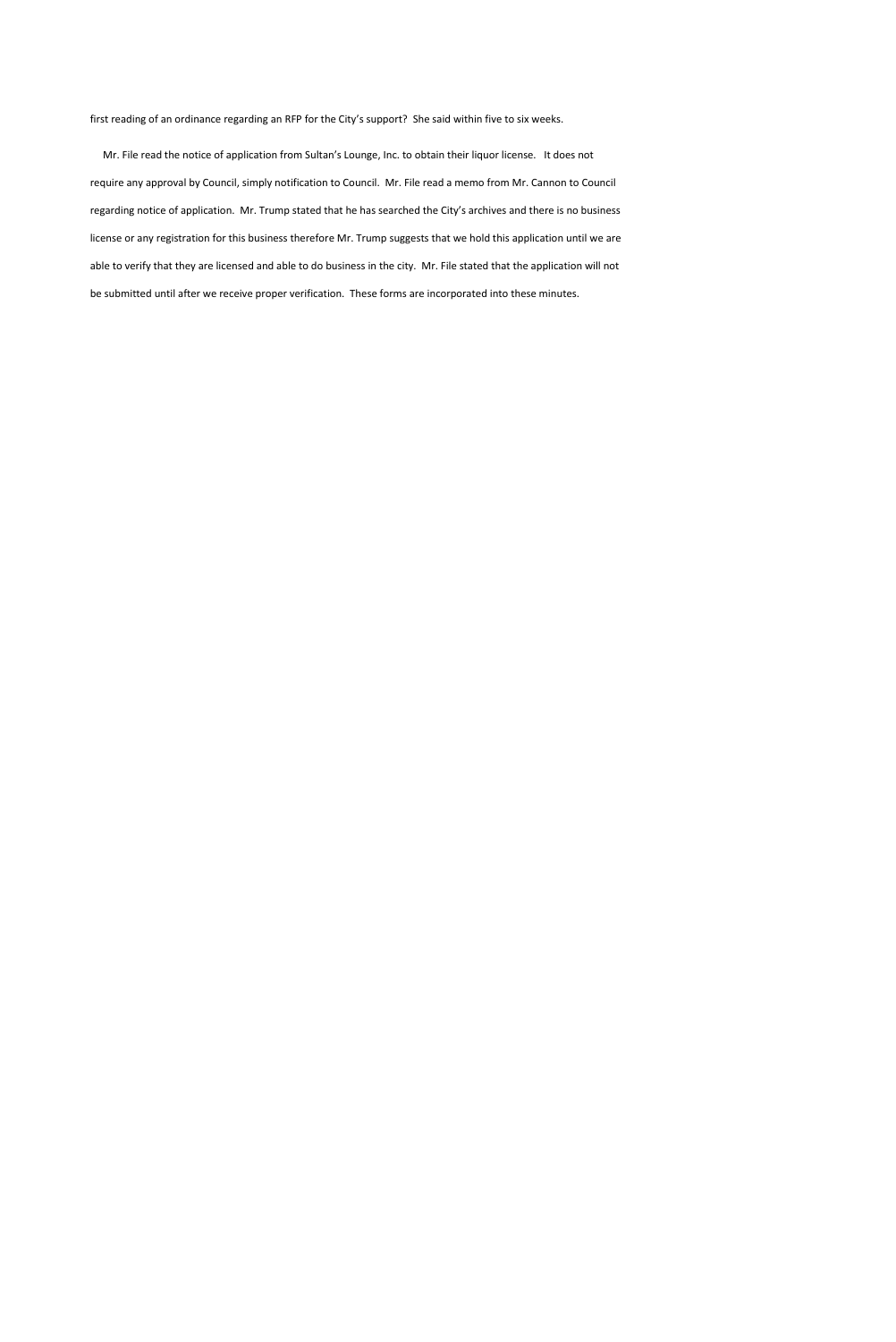first reading of an ordinance regarding an RFP for the City's support? She said within five to six weeks.

Mr. File read the notice of application from Sultan's Lounge, Inc. to obtain their liquor license. It does not require any approval by Council, simply notification to Council. Mr. File read a memo from Mr. Cannon to Council regarding notice of application. Mr. Trump stated that he has searched the City's archives and there is no business license or any registration for this business therefore Mr. Trump suggests that we hold this application until we are able to verify that they are licensed and able to do business in the city. Mr. File stated that the application will not be submitted until after we receive proper verification. These forms are incorporated into these minutes.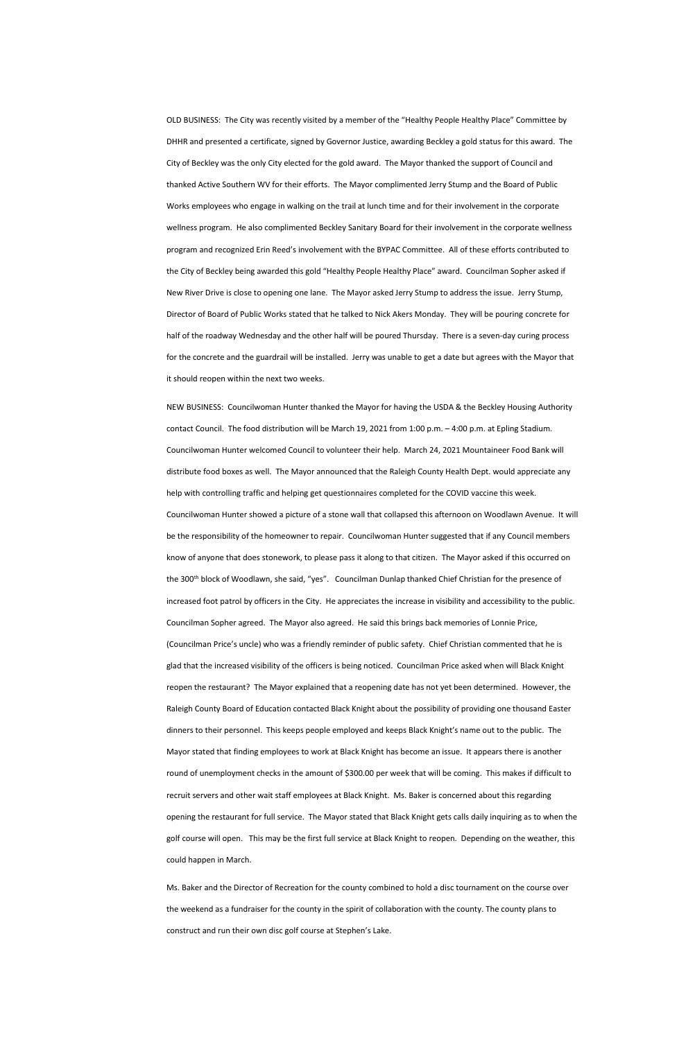OLD BUSINESS: The City was recently visited by a member of the "Healthy People Healthy Place" Committee by DHHR and presented a certificate, signed by Governor Justice, awarding Beckley a gold status for this award. The City of Beckley was the only City elected for the gold award. The Mayor thanked the support of Council and thanked Active Southern WV for their efforts. The Mayor complimented Jerry Stump and the Board of Public Works employees who engage in walking on the trail at lunch time and for their involvement in the corporate wellness program. He also complimented Beckley Sanitary Board for their involvement in the corporate wellness program and recognized Erin Reed's involvement with the BYPAC Committee. All of these efforts contributed to the City of Beckley being awarded this gold "Healthy People Healthy Place" award. Councilman Sopher asked if New River Drive is close to opening one lane. The Mayor asked Jerry Stump to address the issue. Jerry Stump, Director of Board of Public Works stated that he talked to Nick Akers Monday. They will be pouring concrete for half of the roadway Wednesday and the other half will be poured Thursday. There is a seven-day curing process for the concrete and the guardrail will be installed. Jerry was unable to get a date but agrees with the Mayor that it should reopen within the next two weeks.

NEW BUSINESS: Councilwoman Hunter thanked the Mayor for having the USDA & the Beckley Housing Authority contact Council. The food distribution will be March 19, 2021 from 1:00 p.m. – 4:00 p.m. at Epling Stadium. Councilwoman Hunter welcomed Council to volunteer their help. March 24, 2021 Mountaineer Food Bank will distribute food boxes as well. The Mayor announced that the Raleigh County Health Dept. would appreciate any help with controlling traffic and helping get questionnaires completed for the COVID vaccine this week. Councilwoman Hunter showed a picture of a stone wall that collapsed this afternoon on Woodlawn Avenue. It will be the responsibility of the homeowner to repair. Councilwoman Hunter suggested that if any Council members know of anyone that does stonework, to please pass it along to that citizen. The Mayor asked if this occurred on the 300th block of Woodlawn, she said, "yes". Councilman Dunlap thanked Chief Christian for the presence of increased foot patrol by officers in the City. He appreciates the increase in visibility and accessibility to the public. Councilman Sopher agreed. The Mayor also agreed. He said this brings back memories of Lonnie Price, (Councilman Price's uncle) who was a friendly reminder of public safety. Chief Christian commented that he is glad that the increased visibility of the officers is being noticed. Councilman Price asked when will Black Knight reopen the restaurant? The Mayor explained that a reopening date has not yet been determined. However, the Raleigh County Board of Education contacted Black Knight about the possibility of providing one thousand Easter dinners to their personnel. This keeps people employed and keeps Black Knight's name out to the public. The Mayor stated that finding employees to work at Black Knight has become an issue. It appears there is another round of unemployment checks in the amount of $300.00 per week that will be coming. This makes if difficult to recruit servers and other wait staff employees at Black Knight. Ms. Baker is concerned about this regarding opening the restaurant for full service. The Mayor stated that Black Knight gets calls daily inquiring as to when the golf course will open. This may be the first full service at Black Knight to reopen. Depending on the weather, this could happen in March.

Ms. Baker and the Director of Recreation for the county combined to hold a disc tournament on the course over the weekend as a fundraiser for the county in the spirit of collaboration with the county. The county plans to construct and run their own disc golf course at Stephen's Lake.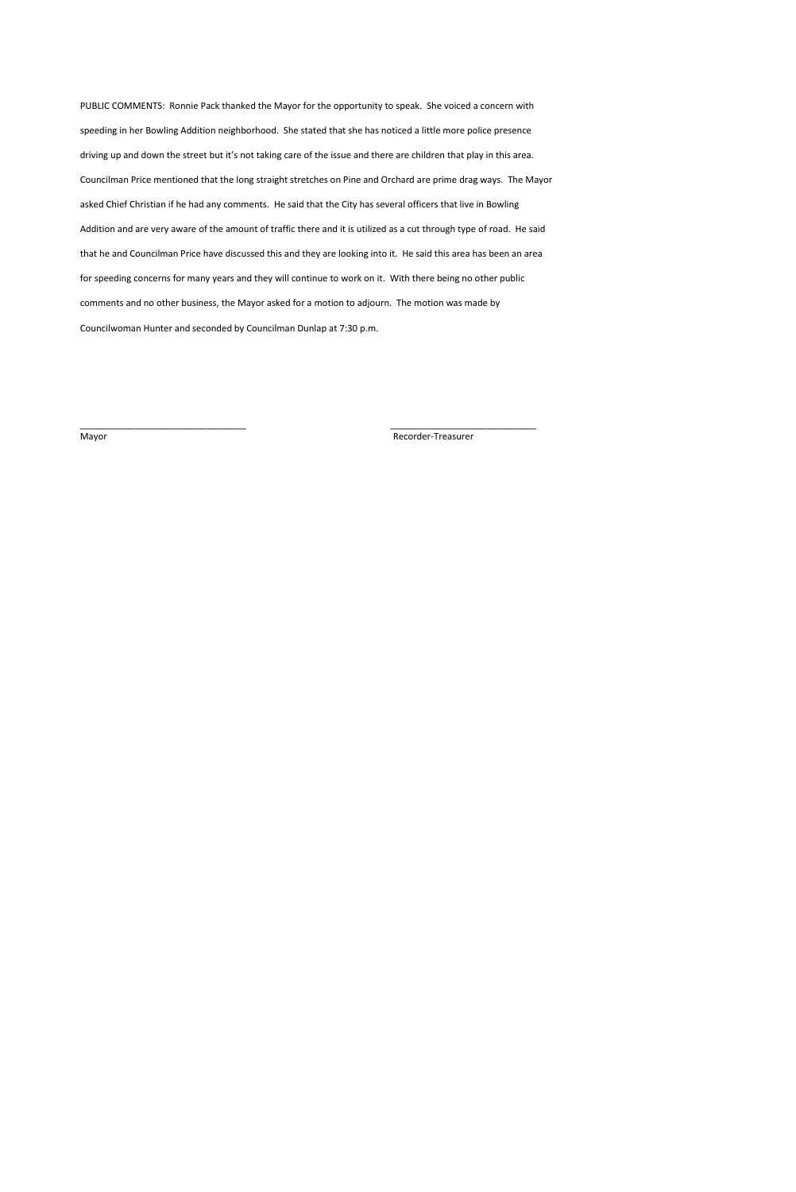PUBLIC COMMENTS: Ronnie Pack thanked the Mayor for the opportunity to speak. She voiced a concern with speeding in her Bowling Addition neighborhood. She stated that she has noticed a little more police presence driving up and down the street but it's not taking care of the issue and there are children that play in this area. Councilman Price mentioned that the long straight stretches on Pine and Orchard are prime drag ways. The Mayor asked Chief Christian if he had any comments. He said that the City has several officers that live in Bowling Addition and are very aware of the amount of traffic there and it is utilized as a cut through type of road. He said that he and Councilman Price have discussed this and they are looking into it. He said this area has been an area for speeding concerns for many years and they will continue to work on it. With there being no other public comments and no other business, the Mayor asked for a motion to adjourn. The motion was made by Councilwoman Hunter and seconded by Councilman Dunlap at 7:30 p.m.

_________________________________ _____________________________

Mayor Recorder-Treasurer